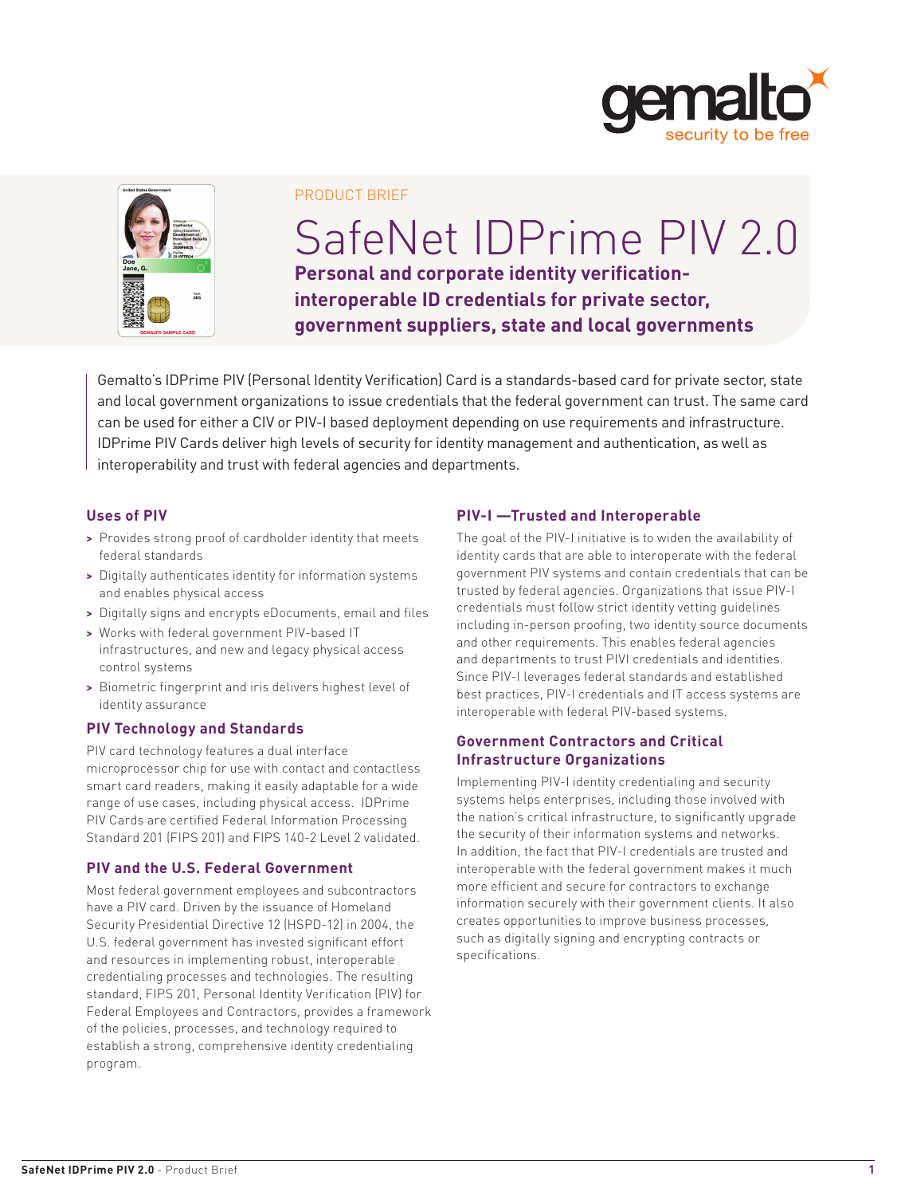PRODUCT BRIEF

# SafeNet IDPrime PIV 2.0

**Personal and corporate identity verification-interoperable ID credentials for private sector, government suppliers, state and local governments**

Gemalto's IDPrime PIV (Personal Identity Verification) Card is a standards-based card for private sector, state and local government organizations to issue credentials that the federal government can trust. The same card can be used for either a CIV or PIV-I based deployment depending on use requirements and infrastructure. IDPrime PIV Cards deliver high levels of security for identity management and authentication, as well as interoperability and trust with federal agencies and departments.

## Uses of PIV

- Provides strong proof of cardholder identity that meets federal standards
- Digitally authenticates identity for information systems and enables physical access
- Digitally signs and encrypts eDocuments, email and files
- Works with federal government PIV-based IT infrastructures, and new and legacy physical access control systems
- Biometric fingerprint and iris delivers highest level of identity assurance

## PIV Technology and Standards

PIV card technology features a dual interface microprocessor chip for use with contact and contactless smart card readers, making it easily adaptable for a wide range of use cases, including physical access. IDPrime PIV Cards are certified Federal Information Processing Standard 201 (FIPS 201) and FIPS 140-2 Level 2 validated.

## PIV and the U.S. Federal Government

Most federal government employees and subcontractors have a PIV card. Driven by the issuance of Homeland Security Presidential Directive 12 (HSPD-12) in 2004, the U.S. federal government has invested significant effort and resources in implementing robust, interoperable credentialing processes and technologies. The resulting standard, FIPS 201, Personal Identity Verification (PIV) for Federal Employees and Contractors, provides a framework of the policies, processes, and technology required to establish a strong, comprehensive identity credentialing program.

## PIV-I —Trusted and Interoperable

The goal of the PIV-I initiative is to widen the availability of identity cards that are able to interoperate with the federal government PIV systems and contain credentials that can be trusted by federal agencies. Organizations that issue PIV-I credentials must follow strict identity vetting guidelines including in-person proofing, two identity source documents and other requirements. This enables federal agencies and departments to trust PIVI credentials and identities. Since PIV-I leverages federal standards and established best practices, PIV-I credentials and IT access systems are interoperable with federal PIV-based systems.

## Government Contractors and Critical Infrastructure Organizations

Implementing PIV-I identity credentialing and security systems helps enterprises, including those involved with the nation's critical infrastructure, to significantly upgrade the security of their information systems and networks. In addition, the fact that PIV-I credentials are trusted and interoperable with the federal government makes it much more efficient and secure for contractors to exchange information securely with their government clients. It also creates opportunities to improve business processes, such as digitally signing and encrypting contracts or specifications.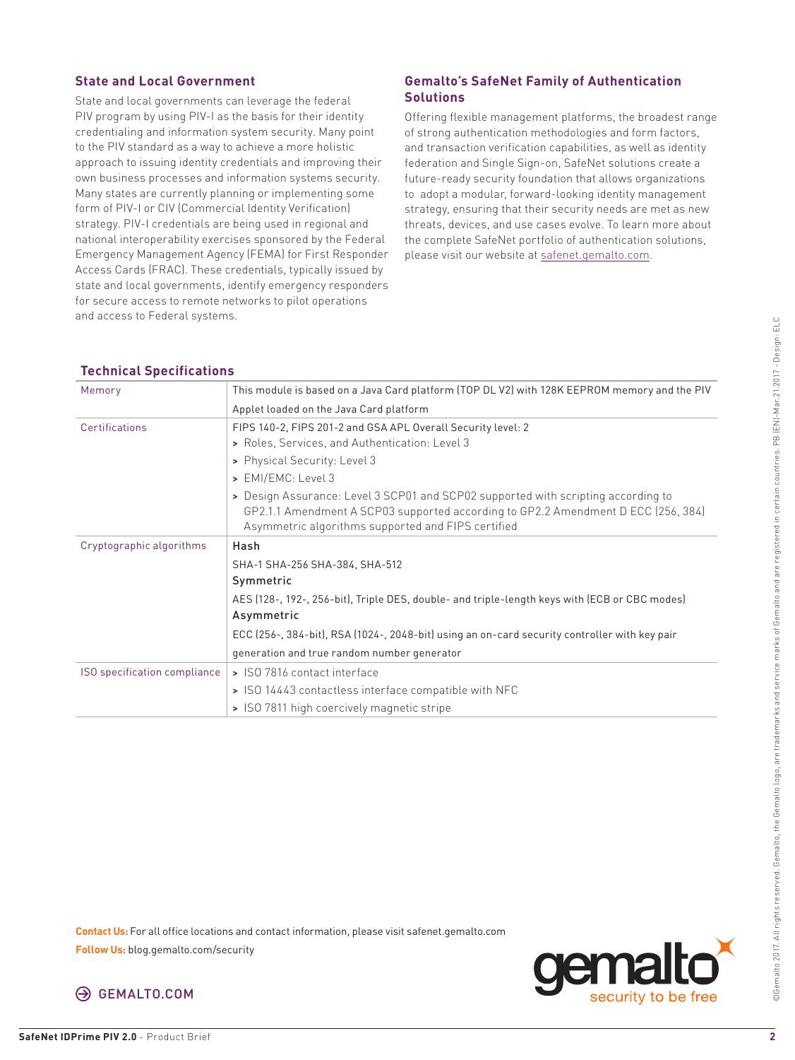## State and Local Government

State and local governments can leverage the federal PIV program by using PIV-I as the basis for their identity credentialing and information system security. Many point to the PIV standard as a way to achieve a more holistic approach to issuing identity credentials and improving their own business processes and information systems security. Many states are currently planning or implementing some form of PIV-I or CIV (Commercial Identity Verification) strategy. PIV-I credentials are being used in regional and national interoperability exercises sponsored by the Federal Emergency Management Agency (FEMA) for First Responder Access Cards (FRAC). These credentials, typically issued by state and local governments, identify emergency responders for secure access to remote networks to pilot operations and access to Federal systems.

## Gemalto's SafeNet Family of Authentication Solutions

Offering flexible management platforms, the broadest range of strong authentication methodologies and form factors, and transaction verification capabilities, as well as identity federation and Single Sign-on, SafeNet solutions create a future-ready security foundation that allows organizations to adopt a modular, forward-looking identity management strategy, ensuring that their security needs are met as new threats, devices, and use cases evolve. To learn more about the complete SafeNet portfolio of authentication solutions, please visit our website at safenet.gemalto.com.

## Technical Specifications

| | |
|---|---|
| Memory | This module is based on a Java Card platform (TOP DL V2) with 128K EEPROM memory and the PIV Applet loaded on the Java Card platform |
| Certifications | FIPS 140-2, FIPS 201-2 and GSA APL Overall Security level: 2<br>> Roles, Services, and Authentication: Level 3<br>> Physical Security: Level 3<br>> EMI/EMC: Level 3<br>> Design Assurance: Level 3 SCP01 and SCP02 supported with scripting according to GP2.1.1 Amendment A SCP03 supported according to GP2.2 Amendment D ECC (256, 384) Asymmetric algorithms supported and FIPS certified |
| Cryptographic algorithms | **Hash**<br>SHA-1 SHA-256 SHA-384, SHA-512<br>**Symmetric**<br>AES (128-, 192-, 256-bit), Triple DES, double- and triple-length keys with (ECB or CBC modes)<br>**Asymmetric**<br>ECC (256-, 384-bit), RSA (1024-, 2048-bit) using an on-card security controller with key pair generation and true random number generator |
| ISO specification compliance | > ISO 7816 contact interface<br>> ISO 14443 contactless interface compatible with NFC<br>> ISO 7811 high coercively magnetic stripe |

**Contact Us:** For all office locations and contact information, please visit safenet.gemalto.com

**Follow Us:** blog.gemalto.com/security

GEMALTO.COM

gemalto security to be free

©Gemalto 2017. All rights reserved. Gemalto, the Gemalto logo, are trademarks and service marks of Gemalto and are registered in certain countries. PB (EN)-Mar.21.2017 - Design: ELC